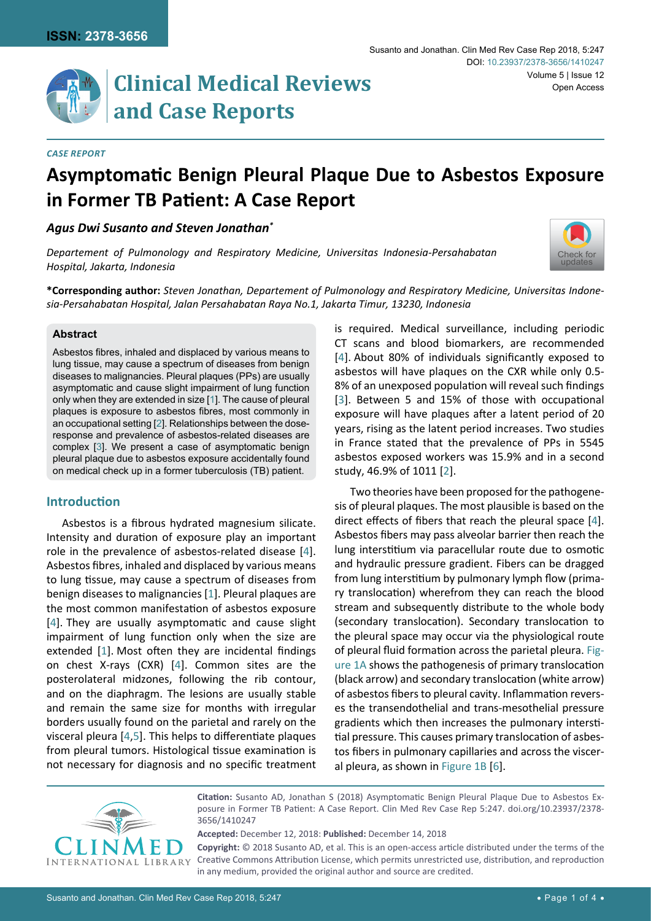ISSN: 2378-3656

# Clinical Medical Reviews and Case Reports

DOI: 10.23937/2378-3656/1410247

Open Access

*CASE REPORT*

# Asymptomatic Benign Pleural Plaque Due to Asbestos Exposure in Former TB Patient: A Case Report

***Agus Dwi Susanto and Steven Jonathan****

*Departement of Pulmonology and Respiratory Medicine, Universitas Indonesia-Persahabatan Hospital, Jakarta, Indonesia*

**\*Corresponding author:** *Steven Jonathan, Departement of Pulmonology and Respiratory Medicine, Universitas Indonesia-Persahabatan Hospital, Jalan Persahabatan Raya No.1, Jakarta Timur, 13230, Indonesia*

### Abstract

Asbestos fibres, inhaled and displaced by various means to lung tissue, may cause a spectrum of diseases from benign diseases to malignancies. Pleural plaques (PPs) are usually asymptomatic and cause slight impairment of lung function only when they are extended in size [1]. The cause of pleural plaques is exposure to asbestos fibres, most commonly in an occupational setting [2]. Relationships between the dose-response and prevalence of asbestos-related diseases are complex [3]. We present a case of asymptomatic benign pleural plaque due to asbestos exposure accidentally found on medical check up in a former tuberculosis (TB) patient.

## Introduction

Asbestos is a fibrous hydrated magnesium silicate. Intensity and duration of exposure play an important role in the prevalence of asbestos-related disease [4]. Asbestos fibres, inhaled and displaced by various means to lung tissue, may cause a spectrum of diseases from benign diseases to malignancies [1]. Pleural plaques are the most common manifestation of asbestos exposure [4]. They are usually asymptomatic and cause slight impairment of lung function only when the size are extended [1]. Most often they are incidental findings on chest X-rays (CXR) [4]. Common sites are the posterolateral midzones, following the rib contour, and on the diaphragm. The lesions are usually stable and remain the same size for months with irregular borders usually found on the parietal and rarely on the visceral pleura [4,5]. This helps to differentiate plaques from pleural tumors. Histological tissue examination is not necessary for diagnosis and no specific treatment is required. Medical surveillance, including periodic CT scans and blood biomarkers, are recommended [4]. About 80% of individuals significantly exposed to asbestos will have plaques on the CXR while only 0.5-8% of an unexposed population will reveal such findings [3]. Between 5 and 15% of those with occupational exposure will have plaques after a latent period of 20 years, rising as the latent period increases. Two studies in France stated that the prevalence of PPs in 5545 asbestos exposed workers was 15.9% and in a second study, 46.9% of 1011 [2].

Two theories have been proposed for the pathogenesis of pleural plaques. The most plausible is based on the direct effects of fibers that reach the pleural space [4]. Asbestos fibers may pass alveolar barrier then reach the lung interstitium via paracellular route due to osmotic and hydraulic pressure gradient. Fibers can be dragged from lung interstitium by pulmonary lymph flow (primary translocation) wherefrom they can reach the blood stream and subsequently distribute to the whole body (secondary translocation). Secondary translocation to the pleural space may occur via the physiological route of pleural fluid formation across the parietal pleura. Figure 1A shows the pathogenesis of primary translocation (black arrow) and secondary translocation (white arrow) of asbestos fibers to pleural cavity. Inflammation reverses the transendothelial and trans-mesothelial pressure gradients which then increases the pulmonary interstitial pressure. This causes primary translocation of asbestos fibers in pulmonary capillaries and across the visceral pleura, as shown in Figure 1B [6].

**Citation:** Susanto AD, Jonathan S (2018) Asymptomatic Benign Pleural Plaque Due to Asbestos Exposure in Former TB Patient: A Case Report. Clin Med Rev Case Rep 5:247. doi.org/10.23937/2378-3656/1410247

**Accepted:** December 12, 2018: **Published:** December 14, 2018

**Copyright:** © 2018 Susanto AD, et al. This is an open-access article distributed under the terms of the Creative Commons Attribution License, which permits unrestricted use, distribution, and reproduction in any medium, provided the original author and source are credited.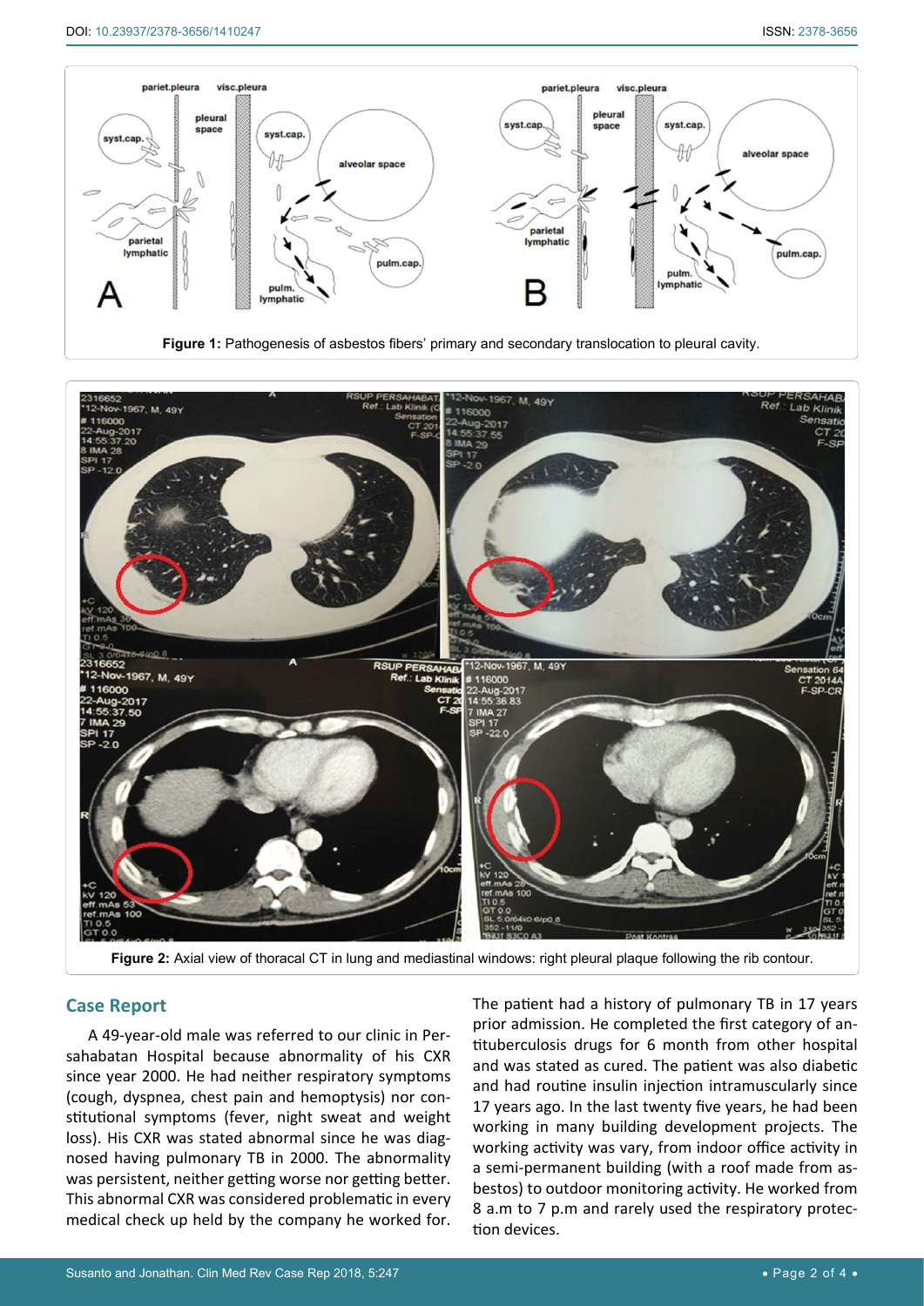Figure 1: Pathogenesis of asbestos fibers' primary and secondary translocation to pleural cavity.

Figure 2: Axial view of thoracal CT in lung and mediastinal windows: right pleural plaque following the rib contour.

## Case Report

A 49-year-old male was referred to our clinic in Persahabatan Hospital because abnormality of his CXR since year 2000. He had neither respiratory symptoms (cough, dyspnea, chest pain and hemoptysis) nor constitutional symptoms (fever, night sweat and weight loss). His CXR was stated abnormal since he was diagnosed having pulmonary TB in 2000. The abnormality was persistent, neither getting worse nor getting better. This abnormal CXR was considered problematic in every medical check up held by the company he worked for.

The patient had a history of pulmonary TB in 17 years prior admission. He completed the first category of antituberculosis drugs for 6 month from other hospital and was stated as cured. The patient was also diabetic and had routine insulin injection intramuscularly since 17 years ago. In the last twenty five years, he had been working in many building development projects. The working activity was vary, from indoor office activity in a semi-permanent building (with a roof made from asbestos) to outdoor monitoring activity. He worked from 8 a.m to 7 p.m and rarely used the respiratory protection devices.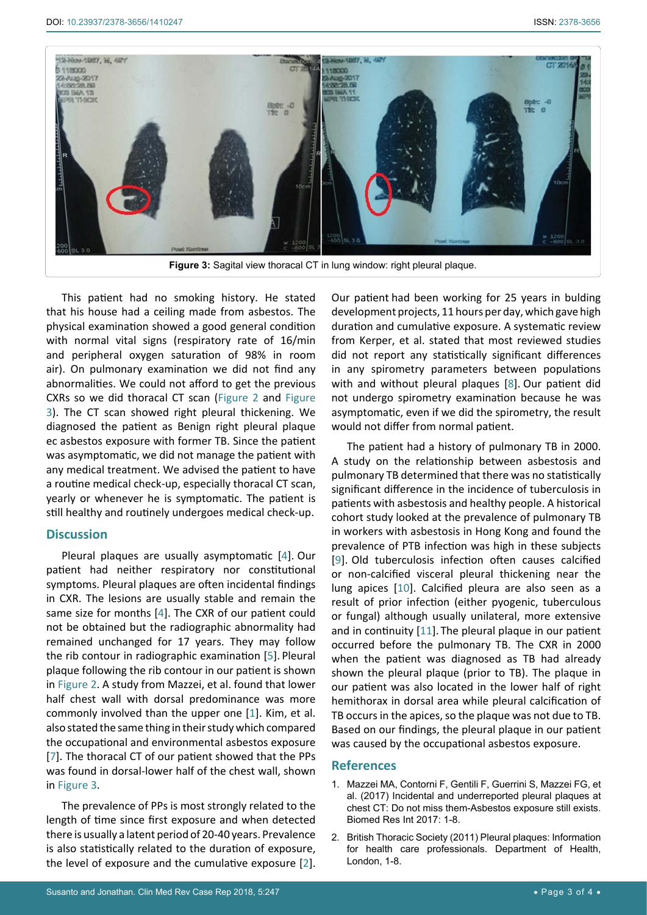Figure 3: Sagital view thoracal CT in lung window: right pleural plaque.

This patient had no smoking history. He stated that his house had a ceiling made from asbestos. The physical examination showed a good general condition with normal vital signs (respiratory rate of 16/min and peripheral oxygen saturation of 98% in room air). On pulmonary examination we did not find any abnormalities. We could not afford to get the previous CXRs so we did thoracal CT scan (Figure 2 and Figure 3). The CT scan showed right pleural thickening. We diagnosed the patient as Benign right pleural plaque ec asbestos exposure with former TB. Since the patient was asymptomatic, we did not manage the patient with any medical treatment. We advised the patient to have a routine medical check-up, especially thoracal CT scan, yearly or whenever he is symptomatic. The patient is still healthy and routinely undergoes medical check-up.

## Discussion

Pleural plaques are usually asymptomatic [4]. Our patient had neither respiratory nor constitutional symptoms. Pleural plaques are often incidental findings in CXR. The lesions are usually stable and remain the same size for months [4]. The CXR of our patient could not be obtained but the radiographic abnormality had remained unchanged for 17 years. They may follow the rib contour in radiographic examination [5]. Pleural plaque following the rib contour in our patient is shown in Figure 2. A study from Mazzei, et al. found that lower half chest wall with dorsal predominance was more commonly involved than the upper one [1]. Kim, et al. also stated the same thing in their study which compared the occupational and environmental asbestos exposure [7]. The thoracal CT of our patient showed that the PPs was found in dorsal-lower half of the chest wall, shown in Figure 3.

The prevalence of PPs is most strongly related to the length of time since first exposure and when detected there is usually a latent period of 20-40 years. Prevalence is also statistically related to the duration of exposure, the level of exposure and the cumulative exposure [2]. Our patient had been working for 25 years in bulding development projects, 11 hours per day, which gave high duration and cumulative exposure. A systematic review from Kerper, et al. stated that most reviewed studies did not report any statistically significant differences in any spirometry parameters between populations with and without pleural plaques [8]. Our patient did not undergo spirometry examination because he was asymptomatic, even if we did the spirometry, the result would not differ from normal patient.

The patient had a history of pulmonary TB in 2000. A study on the relationship between asbestosis and pulmonary TB determined that there was no statistically significant difference in the incidence of tuberculosis in patients with asbestosis and healthy people. A historical cohort study looked at the prevalence of pulmonary TB in workers with asbestosis in Hong Kong and found the prevalence of PTB infection was high in these subjects [9]. Old tuberculosis infection often causes calcified or non-calcified visceral pleural thickening near the lung apices [10]. Calcified pleura are also seen as a result of prior infection (either pyogenic, tuberculous or fungal) although usually unilateral, more extensive and in continuity [11]. The pleural plaque in our patient occurred before the pulmonary TB. The CXR in 2000 when the patient was diagnosed as TB had already shown the pleural plaque (prior to TB). The plaque in our patient was also located in the lower half of right hemithorax in dorsal area while pleural calcification of TB occurs in the apices, so the plaque was not due to TB. Based on our findings, the pleural plaque in our patient was caused by the occupational asbestos exposure.

## References

1. Mazzei MA, Contorni F, Gentili F, Guerrini S, Mazzei FG, et al. (2017) Incidental and underreported pleural plaques at chest CT: Do not miss them-Asbestos exposure still exists. Biomed Res Int 2017: 1-8.
2. British Thoracic Society (2011) Pleural plaques: Information for health care professionals. Department of Health, London, 1-8.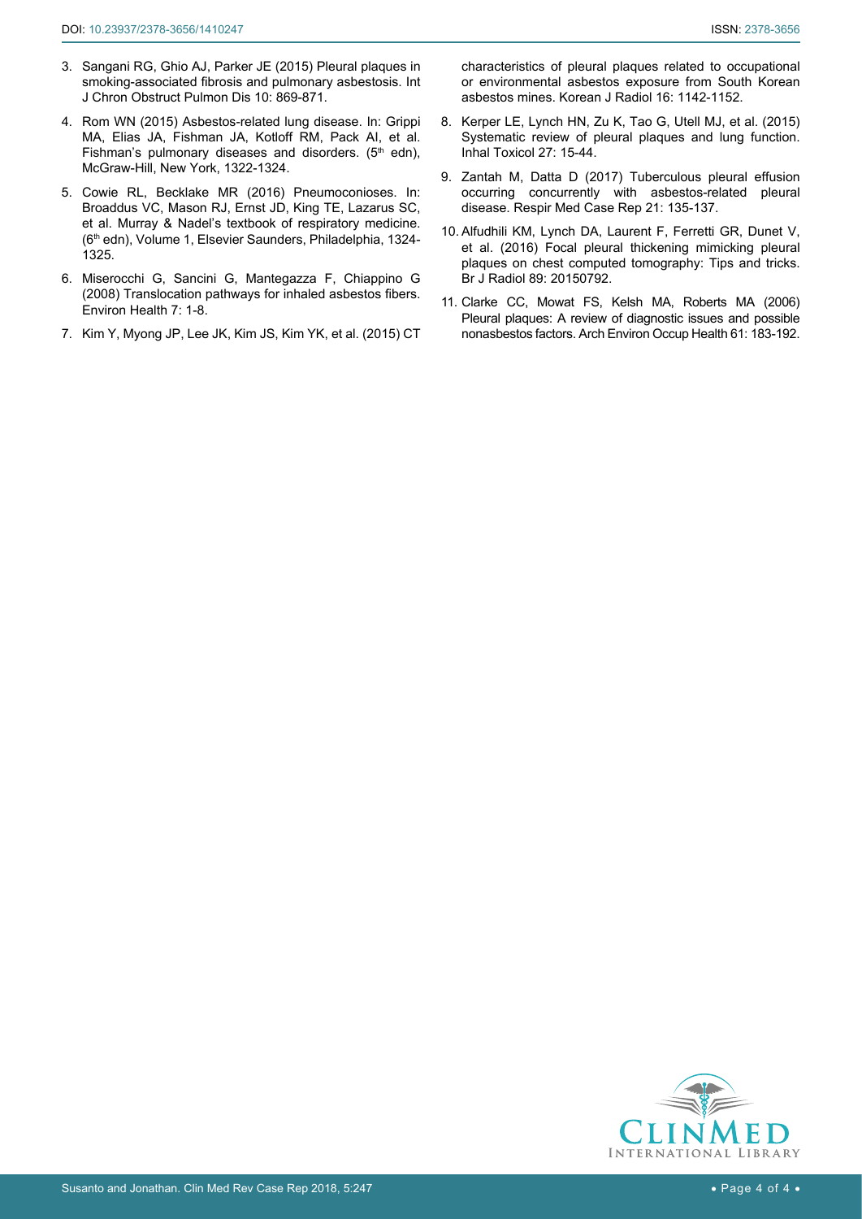3. Sangani RG, Ghio AJ, Parker JE (2015) Pleural plaques in smoking-associated fibrosis and pulmonary asbestosis. Int J Chron Obstruct Pulmon Dis 10: 869-871.
4. Rom WN (2015) Asbestos-related lung disease. In: Grippi MA, Elias JA, Fishman JA, Kotloff RM, Pack AI, et al. Fishman's pulmonary diseases and disorders. (5th edn), McGraw-Hill, New York, 1322-1324.
5. Cowie RL, Becklake MR (2016) Pneumoconioses. In: Broaddus VC, Mason RJ, Ernst JD, King TE, Lazarus SC, et al. Murray & Nadel's textbook of respiratory medicine. (6th edn), Volume 1, Elsevier Saunders, Philadelphia, 1324-1325.
6. Miserocchi G, Sancini G, Mantegazza F, Chiappino G (2008) Translocation pathways for inhaled asbestos fibers. Environ Health 7: 1-8.
7. Kim Y, Myong JP, Lee JK, Kim JS, Kim YK, et al. (2015) CT characteristics of pleural plaques related to occupational or environmental asbestos exposure from South Korean asbestos mines. Korean J Radiol 16: 1142-1152.
8. Kerper LE, Lynch HN, Zu K, Tao G, Utell MJ, et al. (2015) Systematic review of pleural plaques and lung function. Inhal Toxicol 27: 15-44.
9. Zantah M, Datta D (2017) Tuberculous pleural effusion occurring concurrently with asbestos-related pleural disease. Respir Med Case Rep 21: 135-137.
10. Alfudhili KM, Lynch DA, Laurent F, Ferretti GR, Dunet V, et al. (2016) Focal pleural thickening mimicking pleural plaques on chest computed tomography: Tips and tricks. Br J Radiol 89: 20150792.
11. Clarke CC, Mowat FS, Kelsh MA, Roberts MA (2006) Pleural plaques: A review of diagnostic issues and possible nonasbestos factors. Arch Environ Occup Health 61: 183-192.